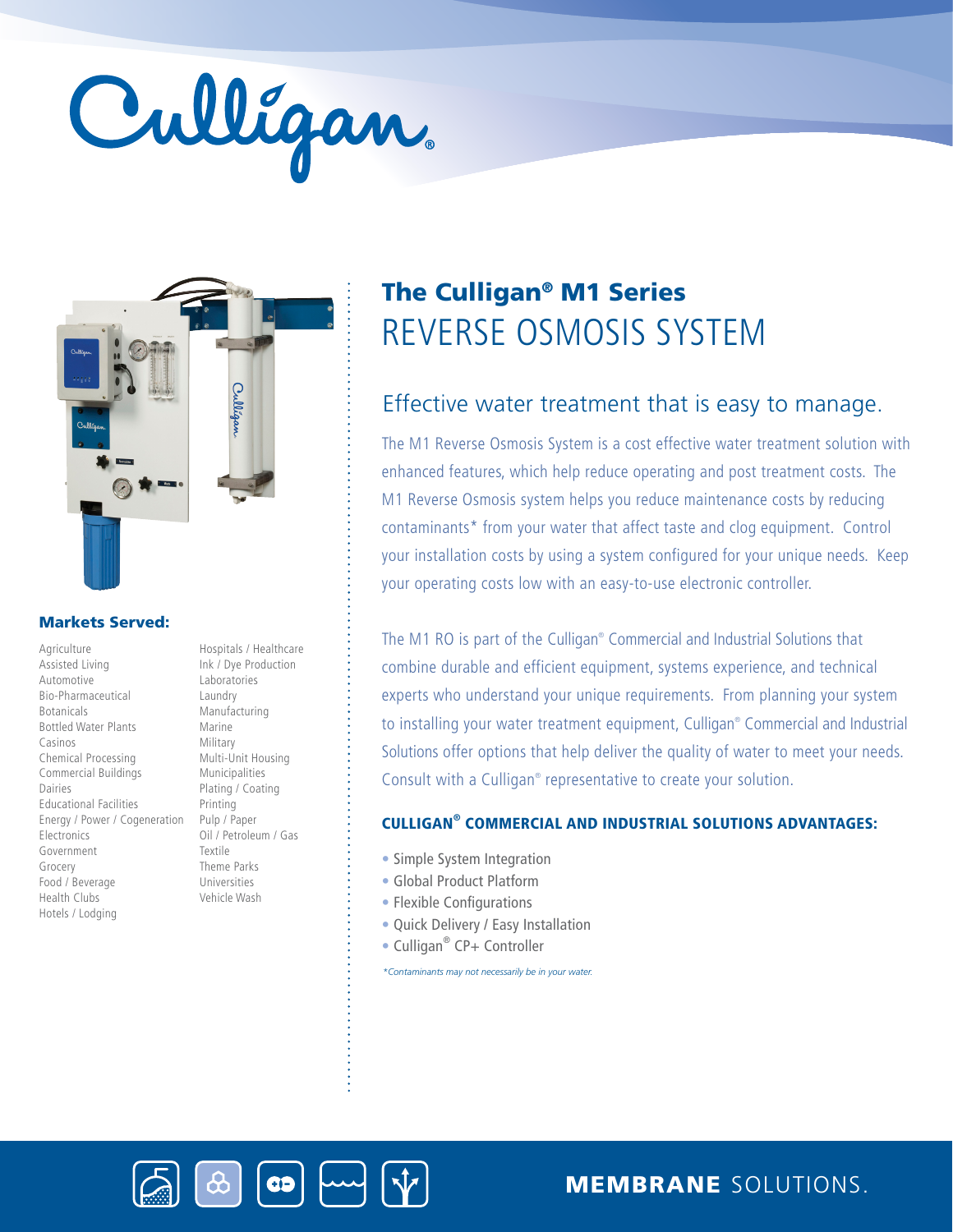# The Culligan® M1 Series

## REVERSE OSMOSIS SYSTEM

### Effective water treatment that is easy to manage.

The M1 Reverse Osmosis System is a cost effective water treatment solution with enhanced features, which help reduce operating and post treatment costs. The M1 Reverse Osmosis system helps you reduce maintenance costs by reducing contaminants* from your water that affect taste and clog equipment. Control your installation costs by using a system configured for your unique needs. Keep your operating costs low with an easy-to-use electronic controller.

The M1 RO is part of the Culligan® Commercial and Industrial Solutions that combine durable and efficient equipment, systems experience, and technical experts who understand your unique requirements. From planning your system to installing your water treatment equipment, Culligan® Commercial and Industrial Solutions offer options that help deliver the quality of water to meet your needs. Consult with a Culligan® representative to create your solution.

### CULLIGAN® COMMERCIAL AND INDUSTRIAL SOLUTIONS ADVANTAGES:

- Simple System Integration
- Global Product Platform
- Flexible Configurations
- Quick Delivery / Easy Installation
- Culligan® CP+ Controller

*\*Contaminants may not necessarily be in your water.*

### Markets Served:

- Agriculture
- Assisted Living
- Automotive
- Bio-Pharmaceutical
- Botanicals
- Bottled Water Plants
- Casinos
- Chemical Processing
- Commercial Buildings
- Dairies
- Educational Facilities
- Energy / Power / Cogeneration
- Electronics
- Government
- Grocery
- Food / Beverage
- Health Clubs
- Hotels / Lodging
- Hospitals / Healthcare
- Ink / Dye Production
- Laboratories
- Laundry
- Manufacturing
- Marine
- Military
- Multi-Unit Housing
- Municipalities
- Plating / Coating
- Printing
- Pulp / Paper
- Oil / Petroleum / Gas
- Textile
- Theme Parks
- Universities
- Vehicle Wash

**MEMBRANE** SOLUTIONS.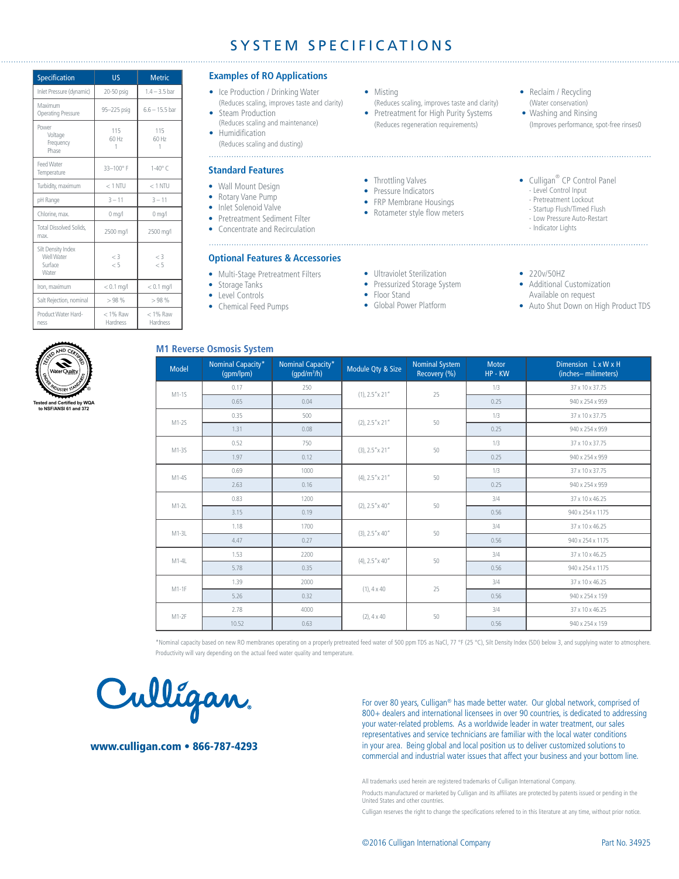# SYSTEM SPECIFICATIONS

| Specification | US | Metric |
|---|---|---|
| Inlet Pressure (dynamic) | 20-50 psig | 1.4 – 3.5 bar |
| Maximum Operating Pressure | 95–225 psig | 6.6 – 15.5 bar |
| Power Voltage Frequency Phase | 115 60 Hz 1 | 115 60 Hz 1 |
| Feed Water Temperature | 33–100° F | 1-40° C |
| Turbidity, maximum | < 1 NTU | < 1 NTU |
| pH Range | 3 – 11 | 3 – 11 |
| Chlorine, max. | 0 mg/l | 0 mg/l |
| Total Dissolved Solids, max. | 2500 mg/l | 2500 mg/l |
| Silt Density Index Well Water Surface Water | < 3 < 5 | < 3 < 5 |
| Iron, maximum | < 0.1 mg/l | < 0.1 mg/l |
| Salt Rejection, nominal | > 98 % | > 98 % |
| Product Water Hardness | < 1% Raw Hardness | < 1% Raw Hardness |

Tested and Certified by WQA to NSF/ANSI 61 and 372

## Examples of RO Applications

- Ice Production / Drinking Water (Reduces scaling, improves taste and clarity)
- Steam Production (Reduces scaling and maintenance)
- Humidification (Reduces scaling and dusting)
- Misting (Reduces scaling, improves taste and clarity)
- Pretreatment for High Purity Systems (Reduces regeneration requirements)
- Reclaim / Recycling (Water conservation)
- Washing and Rinsing (Improves performance, spot-free rinses0

## Standard Features

- Wall Mount Design
- Rotary Vane Pump
- Inlet Solenoid Valve
- Pretreatment Sediment Filter
- Concentrate and Recirculation
- Throttling Valves
- Pressure Indicators
- FRP Membrane Housings
- Rotameter style flow meters
- Culligan® CP Control Panel
  - Level Control Input
  - Pretreatment Lockout
  - Startup Flush/Timed Flush
  - Low Pressure Auto-Restart
  - Indicator Lights

## Optional Features & Accessories

- Multi-Stage Pretreatment Filters
- Storage Tanks
- Level Controls
- Chemical Feed Pumps
- Ultraviolet Sterilization
- Pressurized Storage System
- Floor Stand
- Global Power Platform
- 220v/50HZ
- Additional Customization Available on request
- Auto Shut Down on High Product TDS

## M1 Reverse Osmosis System

| Model | Nominal Capacity* (gpm/lpm) | Nominal Capacity* (gpd/m³/h) | Module Qty & Size | Nominal System Recovery (%) | Motor HP - KW | Dimension L x W x H (inches– milimeters) |
|---|---|---|---|---|---|---|
| M1-1S | 0.17 | 250 | (1), 2.5"x 21" | 25 | 1/3 | 37 x 10 x 37.75 |
| | 0.65 | 0.04 | | | 0.25 | 940 x 254 x 959 |
| M1-2S | 0.35 | 500 | (2), 2.5"x 21" | 50 | 1/3 | 37 x 10 x 37.75 |
| | 1.31 | 0.08 | | | 0.25 | 940 x 254 x 959 |
| M1-3S | 0.52 | 750 | (3), 2.5"x 21" | 50 | 1/3 | 37 x 10 x 37.75 |
| | 1.97 | 0.12 | | | 0.25 | 940 x 254 x 959 |
| M1-4S | 0.69 | 1000 | (4), 2.5"x 21" | 50 | 1/3 | 37 x 10 x 37.75 |
| | 2.63 | 0.16 | | | 0.25 | 940 x 254 x 959 |
| M1-2L | 0.83 | 1200 | (2), 2.5"x 40" | 50 | 3/4 | 37 x 10 x 46.25 |
| | 3.15 | 0.19 | | | 0.56 | 940 x 254 x 1175 |
| M1-3L | 1.18 | 1700 | (3), 2.5"x 40" | 50 | 3/4 | 37 x 10 x 46.25 |
| | 4.47 | 0.27 | | | 0.56 | 940 x 254 x 1175 |
| M1-4L | 1.53 | 2200 | (4), 2.5"x 40" | 50 | 3/4 | 37 x 10 x 46.25 |
| | 5.78 | 0.35 | | | 0.56 | 940 x 254 x 1175 |
| M1-1F | 1.39 | 2000 | (1), 4 x 40 | 25 | 3/4 | 37 x 10 x 46.25 |
| | 5.26 | 0.32 | | | 0.56 | 940 x 254 x 159 |
| M1-2F | 2.78 | 4000 | (2), 4 x 40 | 50 | 3/4 | 37 x 10 x 46.25 |
| | 10.52 | 0.63 | | | 0.56 | 940 x 254 x 159 |

*Nominal capacity based on new RO membranes operating on a properly pretreated feed water of 500 ppm TDS as NaCl, 77 °F (25 °C), Silt Density Index (SDI) below 3, and supplying water to atmosphere. Productivity will vary depending on the actual feed water quality and temperature.

Culligan

**www.culligan.com • 866-787-4293**

For over 80 years, Culligan® has made better water. Our global network, comprised of 800+ dealers and international licensees in over 90 countries, is dedicated to addressing your water-related problems. As a worldwide leader in water treatment, our sales representatives and service technicians are familiar with the local water conditions in your area. Being global and local position us to deliver customized solutions to commercial and industrial water issues that affect your business and your bottom line.

All trademarks used herein are registered trademarks of Culligan International Company.

Products manufactured or marketed by Culligan and its affiliates are protected by patents issued or pending in the United States and other countries.

Culligan reserves the right to change the specifications referred to in this literature at any time, without prior notice.

©2016 Culligan International Company

Part No. 34925